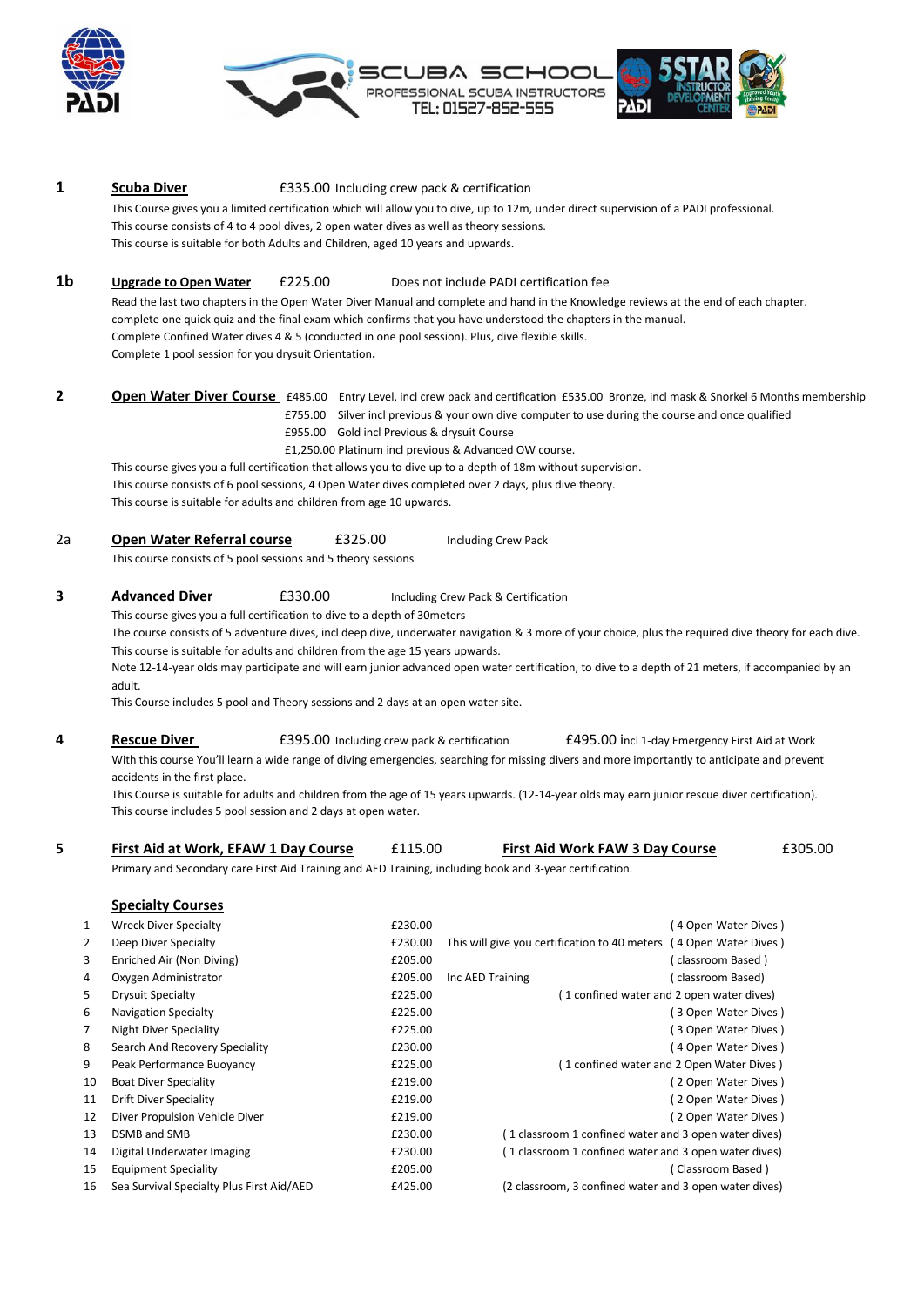SCUBA SCHOOL
PROFESSIONAL SCUBA INSTRUCTORS
TEL: 01527-852-555

**1** **Scuba Diver** £335.00 Including crew pack & certification

This Course gives you a limited certification which will allow you to dive, up to 12m, under direct supervision of a PADI professional.
This course consists of 4 to 4 pool dives, 2 open water dives as well as theory sessions.
This course is suitable for both Adults and Children, aged 10 years and upwards.

**1b** **Upgrade to Open Water** £225.00 Does not include PADI certification fee

Read the last two chapters in the Open Water Diver Manual and complete and hand in the Knowledge reviews at the end of each chapter.
complete one quick quiz and the final exam which confirms that you have understood the chapters in the manual.
Complete Confined Water dives 4 & 5 (conducted in one pool session). Plus, dive flexible skills.
Complete 1 pool session for you drysuit Orientation**.**

**2** **Open Water Diver Course** £485.00 Entry Level, incl crew pack and certification £535.00 Bronze, incl mask & Snorkel 6 Months membership

£755.00 Silver incl previous & your own dive computer to use during the course and once qualified
£955.00 Gold incl Previous & drysuit Course
£1,250.00 Platinum incl previous & Advanced OW course.

This course gives you a full certification that allows you to dive up to a depth of 18m without supervision.
This course consists of 6 pool sessions, 4 Open Water dives completed over 2 days, plus dive theory.
This course is suitable for adults and children from age 10 upwards.

2a **Open Water Referral course** £325.00 Including Crew Pack

This course consists of 5 pool sessions and 5 theory sessions

**3** **Advanced Diver** £330.00 Including Crew Pack & Certification

This course gives you a full certification to dive to a depth of 30meters
The course consists of 5 adventure dives, incl deep dive, underwater navigation & 3 more of your choice, plus the required dive theory for each dive.
This course is suitable for adults and children from the age 15 years upwards.
Note 12-14-year olds may participate and will earn junior advanced open water certification, to dive to a depth of 21 meters, if accompanied by an adult.
This Course includes 5 pool and Theory sessions and 2 days at an open water site.

**4** **Rescue Diver** £395.00 Including crew pack & certification £495.00 incl 1-day Emergency First Aid at Work

With this course You'll learn a wide range of diving emergencies, searching for missing divers and more importantly to anticipate and prevent accidents in the first place.
This Course is suitable for adults and children from the age of 15 years upwards. (12-14-year olds may earn junior rescue diver certification).
This course includes 5 pool session and 2 days at open water.

**5** **First Aid at Work, EFAW 1 Day Course** £115.00 **First Aid Work FAW 3 Day Course** £305.00

Primary and Secondary care First Aid Training and AED Training, including book and 3-year certification.

## Specialty Courses

| | Course | Price | | |
|---|---|---|---|---|
| 1 | Wreck Diver Specialty | £230.00 | | ( 4 Open Water Dives ) |
| 2 | Deep Diver Specialty | £230.00 | This will give you certification to 40 meters | ( 4 Open Water Dives ) |
| 3 | Enriched Air (Non Diving) | £205.00 | | ( classroom Based ) |
| 4 | Oxygen Administrator | £205.00 | Inc AED Training | ( classroom Based) |
| 5 | Drysuit Specialty | £225.00 | | ( 1 confined water and 2 open water dives) |
| 6 | Navigation Specialty | £225.00 | | ( 3 Open Water Dives ) |
| 7 | Night Diver Speciality | £225.00 | | ( 3 Open Water Dives ) |
| 8 | Search And Recovery Speciality | £230.00 | | ( 4 Open Water Dives ) |
| 9 | Peak Performance Buoyancy | £225.00 | | ( 1 confined water and 2 Open Water Dives ) |
| 10 | Boat Diver Speciality | £219.00 | | ( 2 Open Water Dives ) |
| 11 | Drift Diver Speciality | £219.00 | | ( 2 Open Water Dives ) |
| 12 | Diver Propulsion Vehicle Diver | £219.00 | | ( 2 Open Water Dives ) |
| 13 | DSMB and SMB | £230.00 | | ( 1 classroom 1 confined water and 3 open water dives) |
| 14 | Digital Underwater Imaging | £230.00 | | ( 1 classroom 1 confined water and 3 open water dives) |
| 15 | Equipment Speciality | £205.00 | | ( Classroom Based ) |
| 16 | Sea Survival Specialty Plus First Aid/AED | £425.00 | | (2 classroom, 3 confined water and 3 open water dives) |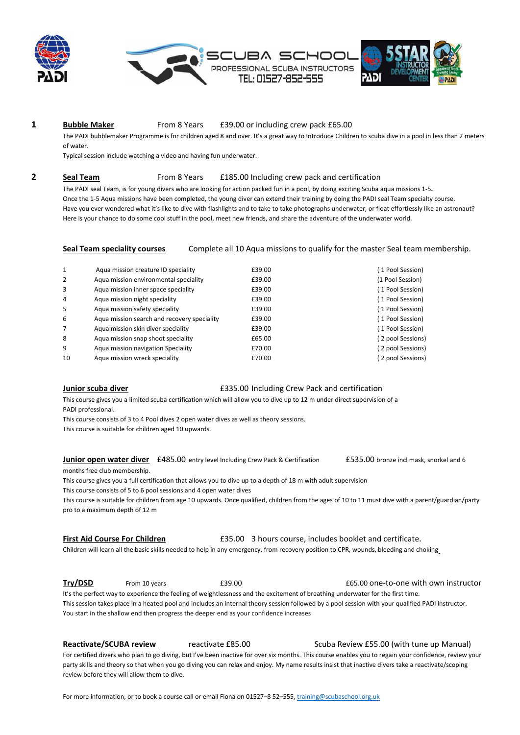SCUBA SCHOOL
PROFESSIONAL SCUBA INSTRUCTORS
TEL: 01527-852-555

**1** **Bubble Maker** From 8 Years £39.00 or including crew pack £65.00

The PADI bubblemaker Programme is for children aged 8 and over. It's a great way to Introduce Children to scuba dive in a pool in less than 2 meters of water.

Typical session include watching a video and having fun underwater.

**2** **Seal Team** From 8 Years £185.00 Including crew pack and certification

The PADI seal Team, is for young divers who are looking for action packed fun in a pool, by doing exciting Scuba aqua missions 1-5**.**
Once the 1-5 Aqua missions have been completed, the young diver can extend their training by doing the PADI seal Team specialty course.
Have you ever wondered what it's like to dive with flashlights and to take to take photographs underwater, or float effortlessly like an astronaut?
Here is your chance to do some cool stuff in the pool, meet new friends, and share the adventure of the underwater world.

**Seal Team speciality courses** Complete all 10 Aqua missions to qualify for the master Seal team membership.

| | | | |
|---|---|---|---|
| 1 | Aqua mission creature ID speciality | £39.00 | ( 1 Pool Session) |
| 2 | Aqua mission environmental speciality | £39.00 | (1 Pool Session) |
| 3 | Aqua mission inner space speciality | £39.00 | ( 1 Pool Session) |
| 4 | Aqua mission night speciality | £39.00 | ( 1 Pool Session) |
| 5 | Aqua mission safety speciality | £39.00 | ( 1 Pool Session) |
| 6 | Aqua mission search and recovery speciality | £39.00 | ( 1 Pool Session) |
| 7 | Aqua mission skin diver speciality | £39.00 | ( 1 Pool Session) |
| 8 | Aqua mission snap shoot speciality | £65.00 | ( 2 pool Sessions) |
| 9 | Aqua mission navigation Speciality | £70.00 | ( 2 pool Sessions) |
| 10 | Aqua mission wreck speciality | £70.00 | ( 2 pool Sessions) |

**Junior scuba diver** £335.00 Including Crew Pack and certification

This course gives you a limited scuba certification which will allow you to dive up to 12 m under direct supervision of a PADI professional.
This course consists of 3 to 4 Pool dives 2 open water dives as well as theory sessions.
This course is suitable for children aged 10 upwards.

**Junior open water diver** £485.00 entry level Including Crew Pack & Certification £535.00 bronze incl mask, snorkel and 6 months free club membership.

This course gives you a full certification that allows you to dive up to a depth of 18 m with adult supervision
This course consists of 5 to 6 pool sessions and 4 open water dives
This course is suitable for children from age 10 upwards. Once qualified, children from the ages of 10 to 11 must dive with a parent/guardian/party pro to a maximum depth of 12 m

**First Aid Course For Children** £35.00 3 hours course, includes booklet and certificate.

Children will learn all the basic skills needed to help in any emergency, from recovery position to CPR, wounds, bleeding and choking

**Try/DSD** From 10 years £39.00 £65.00 one-to-one with own instructor

It's the perfect way to experience the feeling of weightlessness and the excitement of breathing underwater for the first time.
This session takes place in a heated pool and includes an internal theory session followed by a pool session with your qualified PADI instructor.
You start in the shallow end then progress the deeper end as your confidence increases

**Reactivate/SCUBA review** reactivate £85.00 Scuba Review £55.00 (with tune up Manual)

For certified divers who plan to go diving, but I've been inactive for over six months. This course enables you to regain your confidence, review your party skills and theory so that when you go diving you can relax and enjoy. My name results insist that inactive divers take a reactivate/scoping review before they will allow them to dive.

For more information, or to book a course call or email Fiona on 01527–8 52–555, training@scubaschool.org.uk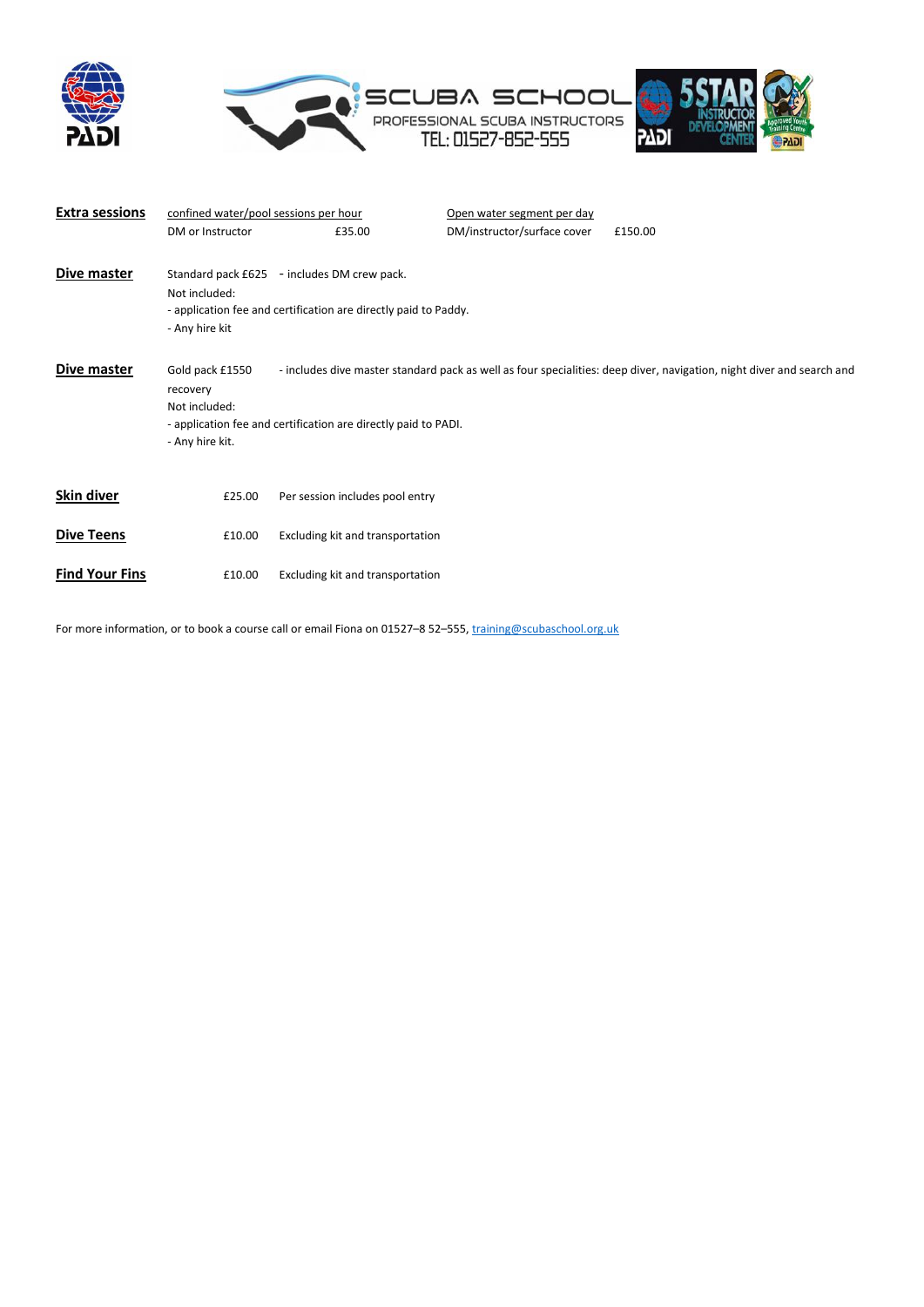**Extra sessions**

| confined water/pool sessions per hour | | Open water segment per day | |
|---|---|---|---|
| DM or Instructor | £35.00 | DM/instructor/surface cover | £150.00 |

**Dive master**

Standard pack £625 - includes DM crew pack.

Not included:

- application fee and certification are directly paid to Paddy.
- Any hire kit

**Dive master**

Gold pack £1550 - includes dive master standard pack as well as four specialities: deep diver, navigation, night diver and search and recovery

Not included:

- application fee and certification are directly paid to PADI.
- Any hire kit.

| | | |
|---|---|---|
| **Skin diver** | £25.00 | Per session includes pool entry |
| **Dive Teens** | £10.00 | Excluding kit and transportation |
| **Find Your Fins** | £10.00 | Excluding kit and transportation |

For more information, or to book a course call or email Fiona on 01527–8 52–555, training@scubaschool.org.uk